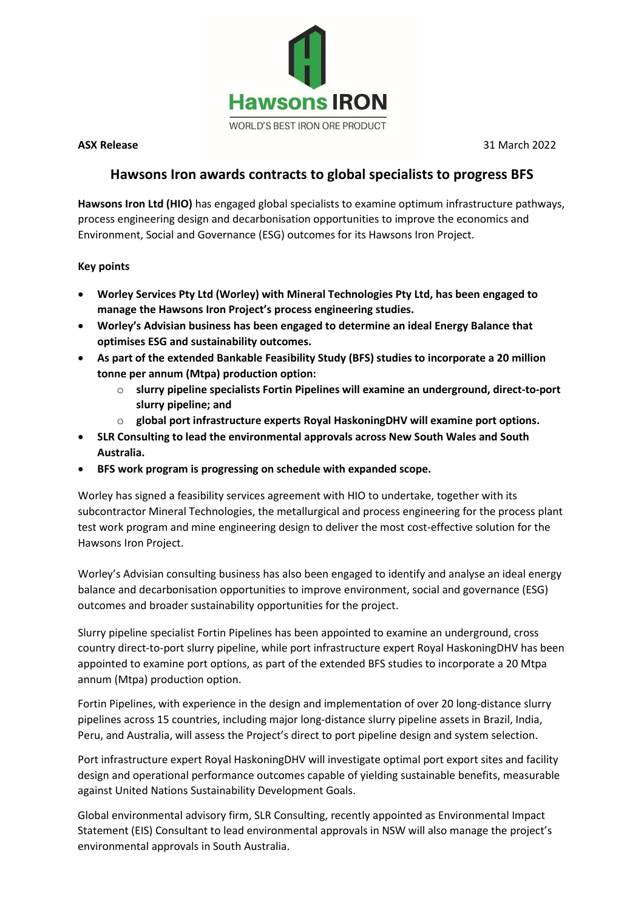**ASX Release** 31 March 2022

# Hawsons Iron awards contracts to global specialists to progress BFS

**Hawsons Iron Ltd (HIO)** has engaged global specialists to examine optimum infrastructure pathways, process engineering design and decarbonisation opportunities to improve the economics and Environment, Social and Governance (ESG) outcomes for its Hawsons Iron Project.

**Key points**

- **Worley Services Pty Ltd (Worley) with Mineral Technologies Pty Ltd, has been engaged to manage the Hawsons Iron Project's process engineering studies.**
- **Worley's Advisian business has been engaged to determine an ideal Energy Balance that optimises ESG and sustainability outcomes.**
- **As part of the extended Bankable Feasibility Study (BFS) studies to incorporate a 20 million tonne per annum (Mtpa) production option:**
  - **slurry pipeline specialists Fortin Pipelines will examine an underground, direct-to-port slurry pipeline; and**
  - **global port infrastructure experts Royal HaskoningDHV will examine port options.**
- **SLR Consulting to lead the environmental approvals across New South Wales and South Australia.**
- **BFS work program is progressing on schedule with expanded scope.**

Worley has signed a feasibility services agreement with HIO to undertake, together with its subcontractor Mineral Technologies, the metallurgical and process engineering for the process plant test work program and mine engineering design to deliver the most cost-effective solution for the Hawsons Iron Project.

Worley's Advisian consulting business has also been engaged to identify and analyse an ideal energy balance and decarbonisation opportunities to improve environment, social and governance (ESG) outcomes and broader sustainability opportunities for the project.

Slurry pipeline specialist Fortin Pipelines has been appointed to examine an underground, cross country direct-to-port slurry pipeline, while port infrastructure expert Royal HaskoningDHV has been appointed to examine port options, as part of the extended BFS studies to incorporate a 20 Mtpa annum (Mtpa) production option.

Fortin Pipelines, with experience in the design and implementation of over 20 long-distance slurry pipelines across 15 countries, including major long-distance slurry pipeline assets in Brazil, India, Peru, and Australia, will assess the Project's direct to port pipeline design and system selection.

Port infrastructure expert Royal HaskoningDHV will investigate optimal port export sites and facility design and operational performance outcomes capable of yielding sustainable benefits, measurable against United Nations Sustainability Development Goals.

Global environmental advisory firm, SLR Consulting, recently appointed as Environmental Impact Statement (EIS) Consultant to lead environmental approvals in NSW will also manage the project's environmental approvals in South Australia.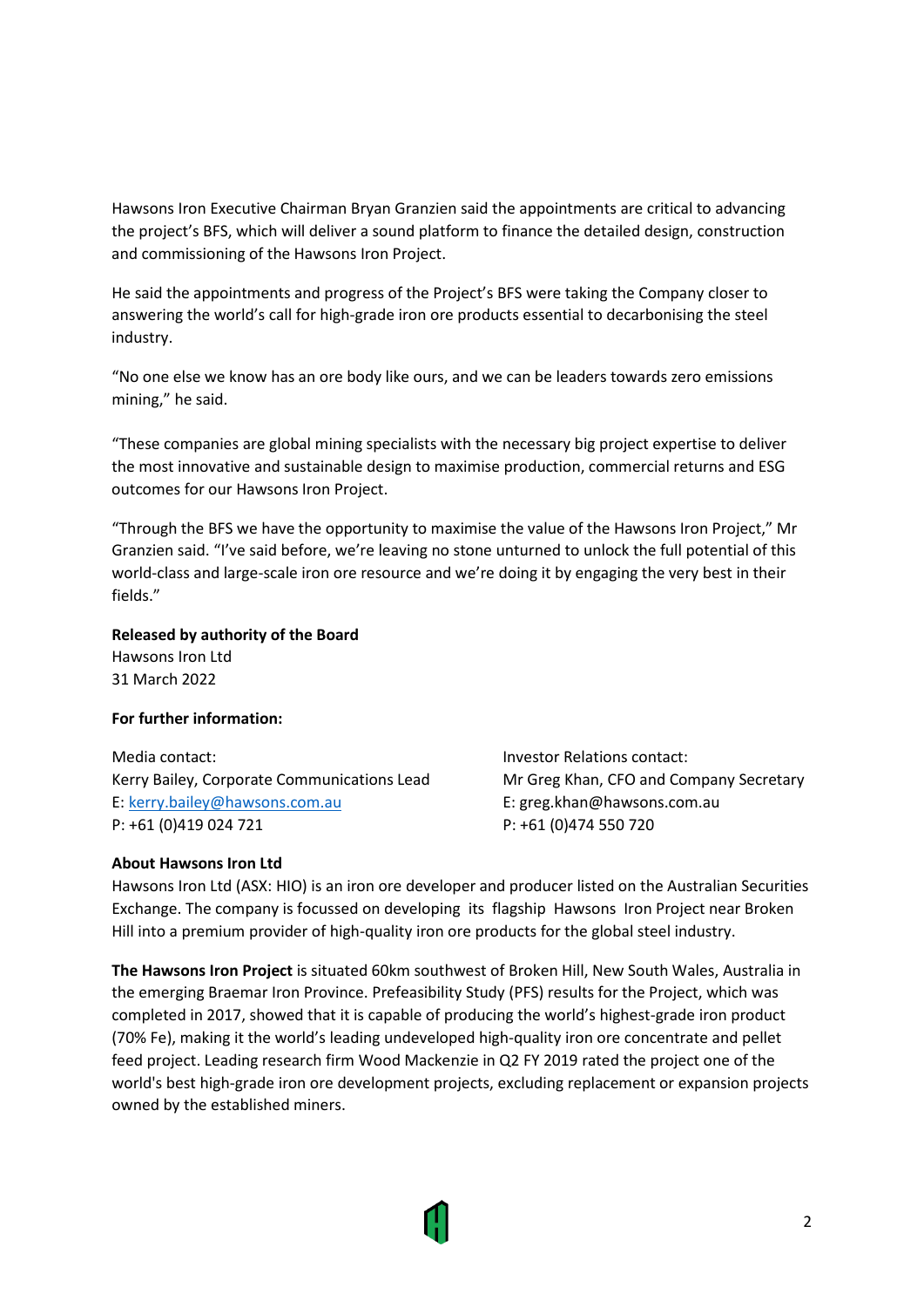Hawsons Iron Executive Chairman Bryan Granzien said the appointments are critical to advancing the project's BFS, which will deliver a sound platform to finance the detailed design, construction and commissioning of the Hawsons Iron Project.

He said the appointments and progress of the Project's BFS were taking the Company closer to answering the world's call for high-grade iron ore products essential to decarbonising the steel industry.

"No one else we know has an ore body like ours, and we can be leaders towards zero emissions mining," he said.

"These companies are global mining specialists with the necessary big project expertise to deliver the most innovative and sustainable design to maximise production, commercial returns and ESG outcomes for our Hawsons Iron Project.

"Through the BFS we have the opportunity to maximise the value of the Hawsons Iron Project," Mr Granzien said. "I've said before, we're leaving no stone unturned to unlock the full potential of this world-class and large-scale iron ore resource and we're doing it by engaging the very best in their fields."

**Released by authority of the Board**
Hawsons Iron Ltd
31 March 2022

**For further information:**

Media contact:
Kerry Bailey, Corporate Communications Lead
E: kerry.bailey@hawsons.com.au
P: +61 (0)419 024 721

Investor Relations contact:
Mr Greg Khan, CFO and Company Secretary
E: greg.khan@hawsons.com.au
P: +61 (0)474 550 720

**About Hawsons Iron Ltd**

Hawsons Iron Ltd (ASX: HIO) is an iron ore developer and producer listed on the Australian Securities Exchange. The company is focussed on developing its flagship Hawsons Iron Project near Broken Hill into a premium provider of high-quality iron ore products for the global steel industry.

**The Hawsons Iron Project** is situated 60km southwest of Broken Hill, New South Wales, Australia in the emerging Braemar Iron Province. Prefeasibility Study (PFS) results for the Project, which was completed in 2017, showed that it is capable of producing the world's highest-grade iron product (70% Fe), making it the world's leading undeveloped high-quality iron ore concentrate and pellet feed project. Leading research firm Wood Mackenzie in Q2 FY 2019 rated the project one of the world's best high-grade iron ore development projects, excluding replacement or expansion projects owned by the established miners.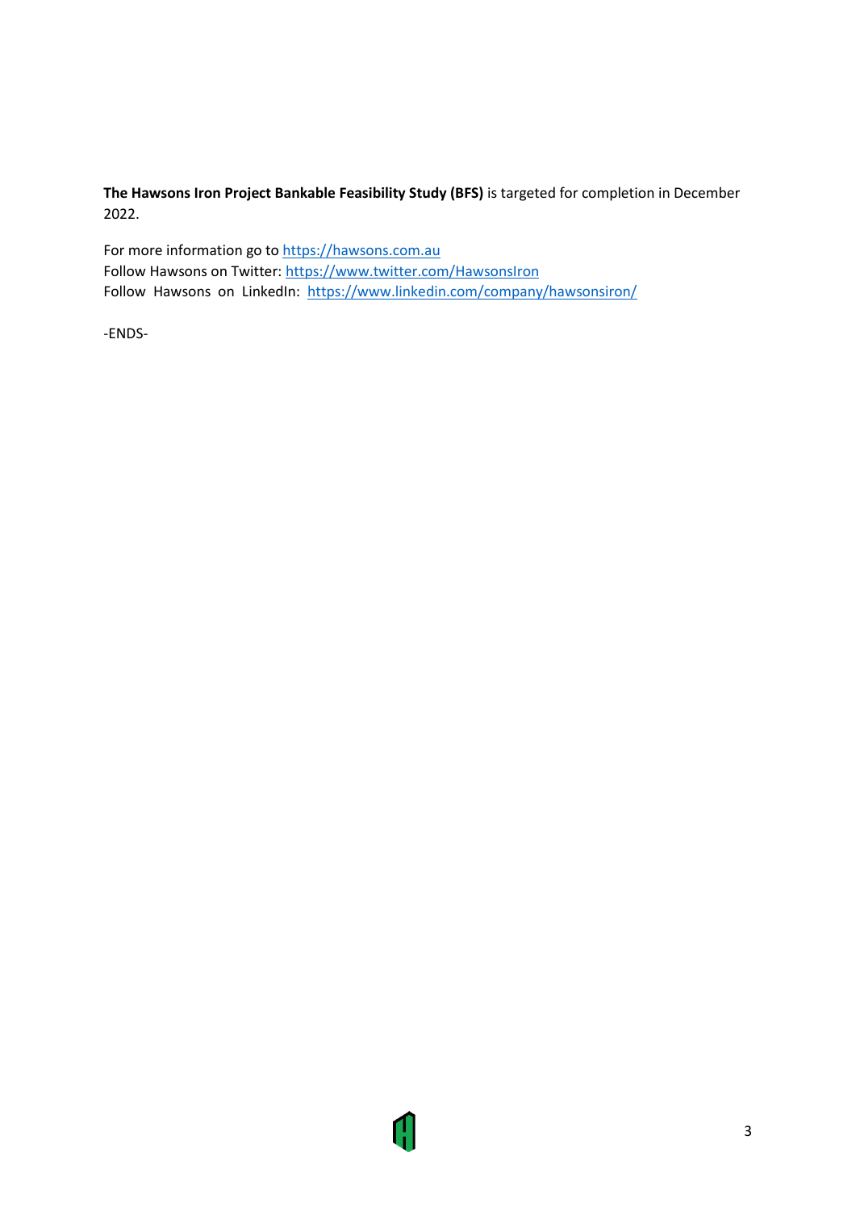**The Hawsons Iron Project Bankable Feasibility Study (BFS)** is targeted for completion in December 2022.

For more information go to [https://hawsons.com.au](https://hawsons.com.au)
Follow Hawsons on Twitter: [https://www.twitter.com/HawsonsIron](https://www.twitter.com/HawsonsIron)
Follow Hawsons on LinkedIn: [https://www.linkedin.com/company/hawsonsiron/](https://www.linkedin.com/company/hawsonsiron/)

-ENDS-